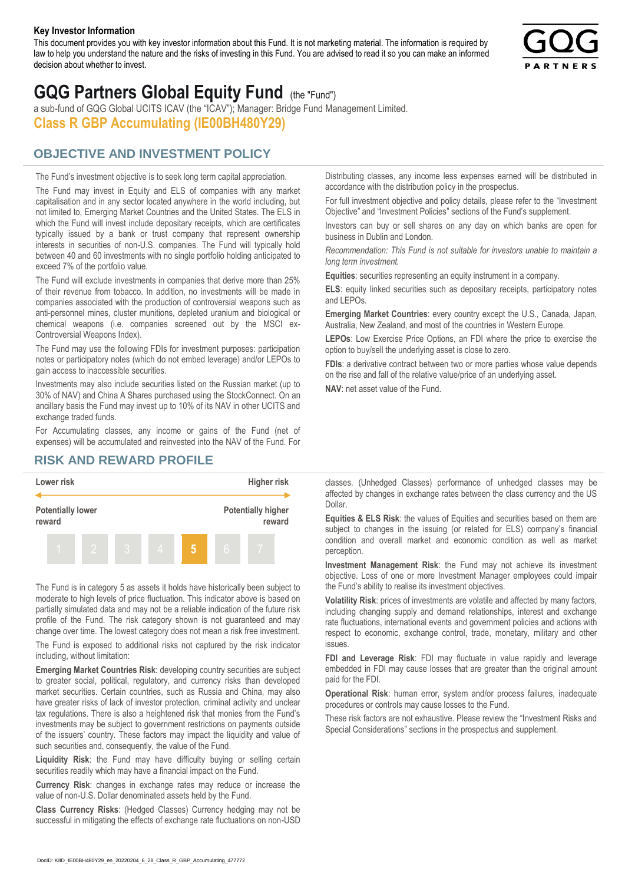**Key Investor Information**

This document provides you with key investor information about this Fund. It is not marketing material. The information is required by law to help you understand the nature and the risks of investing in this Fund. You are advised to read it so you can make an informed decision about whether to invest.

# GQG Partners Global Equity Fund (the "Fund")

a sub-fund of GQG Global UCITS ICAV (the "ICAV"); Manager: Bridge Fund Management Limited.

## Class R GBP Accumulating (IE00BH480Y29)

## OBJECTIVE AND INVESTMENT POLICY

The Fund's investment objective is to seek long term capital appreciation.

The Fund may invest in Equity and ELS of companies with any market capitalisation and in any sector located anywhere in the world including, but not limited to, Emerging Market Countries and the United States. The ELS in which the Fund will invest include depositary receipts, which are certificates typically issued by a bank or trust company that represent ownership interests in securities of non-U.S. companies. The Fund will typically hold between 40 and 60 investments with no single portfolio holding anticipated to exceed 7% of the portfolio value.

The Fund will exclude investments in companies that derive more than 25% of their revenue from tobacco. In addition, no investments will be made in companies associated with the production of controversial weapons such as anti-personnel mines, cluster munitions, depleted uranium and biological or chemical weapons (i.e. companies screened out by the MSCI ex-Controversial Weapons Index).

The Fund may use the following FDIs for investment purposes: participation notes or participatory notes (which do not embed leverage) and/or LEPOs to gain access to inaccessible securities.

Investments may also include securities listed on the Russian market (up to 30% of NAV) and China A Shares purchased using the StockConnect. On an ancillary basis the Fund may invest up to 10% of its NAV in other UCITS and exchange traded funds.

For Accumulating classes, any income or gains of the Fund (net of expenses) will be accumulated and reinvested into the NAV of the Fund. For Distributing classes, any income less expenses earned will be distributed in accordance with the distribution policy in the prospectus.

For full investment objective and policy details, please refer to the "Investment Objective" and "Investment Policies" sections of the Fund's supplement.

Investors can buy or sell shares on any day on which banks are open for business in Dublin and London.

*Recommendation: This Fund is not suitable for investors unable to maintain a long term investment.*

**Equities**: securities representing an equity instrument in a company.

**ELS**: equity linked securities such as depositary receipts, participatory notes and LEPOs.

**Emerging Market Countries**: every country except the U.S., Canada, Japan, Australia, New Zealand, and most of the countries in Western Europe.

**LEPOs**: Low Exercise Price Options, an FDI where the price to exercise the option to buy/sell the underlying asset is close to zero.

**FDIs**: a derivative contract between two or more parties whose value depends on the rise and fall of the relative value/price of an underlying asset.

**NAV**: net asset value of the Fund.

## RISK AND REWARD PROFILE

| Lower risk | | | | | | Higher risk |
|---|---|---|---|---|---|---|
| Potentially lower reward | | | | | | Potentially higher reward |
| 1 | 2 | 3 | 4 | **5** | 6 | 7 |

The Fund is in category 5 as assets it holds have historically been subject to moderate to high levels of price fluctuation. This indicator above is based on partially simulated data and may not be a reliable indication of the future risk profile of the Fund. The risk category shown is not guaranteed and may change over time. The lowest category does not mean a risk free investment.

The Fund is exposed to additional risks not captured by the risk indicator including, without limitation:

**Emerging Market Countries Risk**: developing country securities are subject to greater social, political, regulatory, and currency risks than developed market securities. Certain countries, such as Russia and China, may also have greater risks of lack of investor protection, criminal activity and unclear tax regulations. There is also a heightened risk that monies from the Fund's investments may be subject to government restrictions on payments outside of the issuers' country. These factors may impact the liquidity and value of such securities and, consequently, the value of the Fund.

**Liquidity Risk**: the Fund may have difficulty buying or selling certain securities readily which may have a financial impact on the Fund.

**Currency Risk**: changes in exchange rates may reduce or increase the value of non-U.S. Dollar denominated assets held by the Fund.

**Class Currency Risks**: (Hedged Classes) Currency hedging may not be successful in mitigating the effects of exchange rate fluctuations on non-USD classes. (Unhedged Classes) performance of unhedged classes may be affected by changes in exchange rates between the class currency and the US Dollar.

**Equities & ELS Risk**: the values of Equities and securities based on them are subject to changes in the issuing (or related for ELS) company's financial condition and overall market and economic condition as well as market perception.

**Investment Management Risk**: the Fund may not achieve its investment objective. Loss of one or more Investment Manager employees could impair the Fund's ability to realise its investment objectives.

**Volatility Risk**: prices of investments are volatile and affected by many factors, including changing supply and demand relationships, interest and exchange rate fluctuations, international events and government policies and actions with respect to economic, exchange control, trade, monetary, military and other issues.

**FDI and Leverage Risk**: FDI may fluctuate in value rapidly and leverage embedded in FDI may cause losses that are greater than the original amount paid for the FDI.

**Operational Risk**: human error, system and/or process failures, inadequate procedures or controls may cause losses to the Fund.

These risk factors are not exhaustive. Please review the "Investment Risks and Special Considerations" sections in the prospectus and supplement.

DocID: KIID_IE00BH480Y29_en_20220204_6_28_Class_R_GBP_Accumulating_477772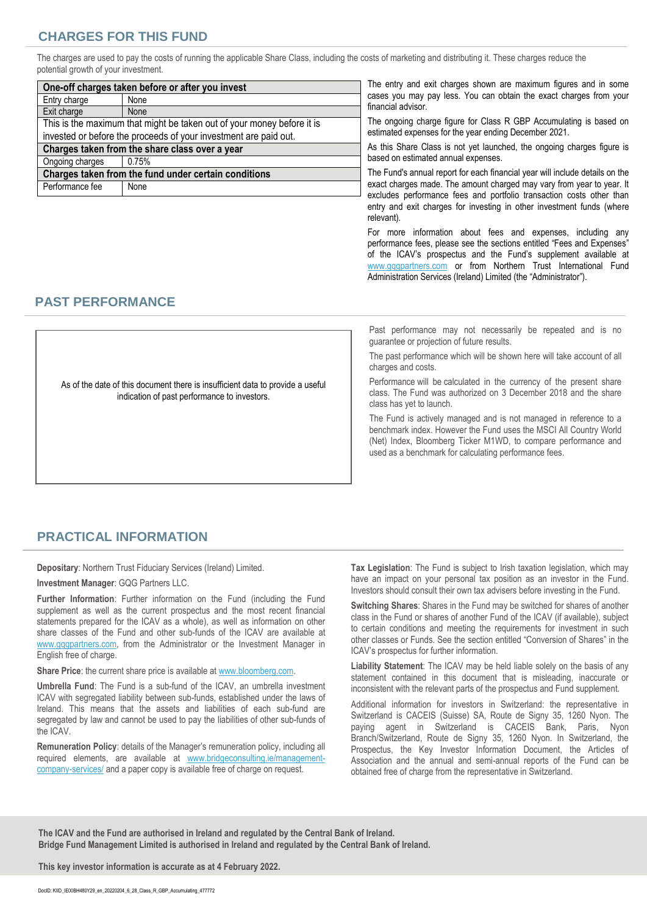## CHARGES FOR THIS FUND

The charges are used to pay the costs of running the applicable Share Class, including the costs of marketing and distributing it. These charges reduce the potential growth of your investment.

| One-off charges taken before or after you invest | |
|---|---|
| Entry charge | None |
| Exit charge | None |
| This is the maximum that might be taken out of your money before it is invested or before the proceeds of your investment are paid out. | |
| **Charges taken from the share class over a year** | |
| Ongoing charges | 0.75% |
| **Charges taken from the fund under certain conditions** | |
| Performance fee | None |

The entry and exit charges shown are maximum figures and in some cases you may pay less. You can obtain the exact charges from your financial advisor.

The ongoing charge figure for Class R GBP Accumulating is based on estimated expenses for the year ending December 2021.

As this Share Class is not yet launched, the ongoing charges figure is based on estimated annual expenses.

The Fund's annual report for each financial year will include details on the exact charges made. The amount charged may vary from year to year. It excludes performance fees and portfolio transaction costs other than entry and exit charges for investing in other investment funds (where relevant).

For more information about fees and expenses, including any performance fees, please see the sections entitled "Fees and Expenses" of the ICAV's prospectus and the Fund's supplement available at www.gqgpartners.com or from Northern Trust International Fund Administration Services (Ireland) Limited (the "Administrator").

## PAST PERFORMANCE

As of the date of this document there is insufficient data to provide a useful indication of past performance to investors.

Past performance may not necessarily be repeated and is no guarantee or projection of future results.

The past performance which will be shown here will take account of all charges and costs.

Performance will be calculated in the currency of the present share class. The Fund was authorized on 3 December 2018 and the share class has yet to launch.

The Fund is actively managed and is not managed in reference to a benchmark index. However the Fund uses the MSCI All Country World (Net) Index, Bloomberg Ticker M1WD, to compare performance and used as a benchmark for calculating performance fees.

## PRACTICAL INFORMATION

**Depositary**: Northern Trust Fiduciary Services (Ireland) Limited.

**Investment Manager**: GQG Partners LLC.

**Further Information**: Further information on the Fund (including the Fund supplement as well as the current prospectus and the most recent financial statements prepared for the ICAV as a whole), as well as information on other share classes of the Fund and other sub-funds of the ICAV are available at www.gqgpartners.com, from the Administrator or the Investment Manager in English free of charge.

**Share Price**: the current share price is available at www.bloomberg.com.

**Umbrella Fund**: The Fund is a sub-fund of the ICAV, an umbrella investment ICAV with segregated liability between sub-funds, established under the laws of Ireland. This means that the assets and liabilities of each sub-fund are segregated by law and cannot be used to pay the liabilities of other sub-funds of the ICAV.

**Remuneration Policy**: details of the Manager's remuneration policy, including all required elements, are available at www.bridgeconsulting.ie/management-company-services/ and a paper copy is available free of charge on request.

**Tax Legislation**: The Fund is subject to Irish taxation legislation, which may have an impact on your personal tax position as an investor in the Fund. Investors should consult their own tax advisers before investing in the Fund.

**Switching Shares**: Shares in the Fund may be switched for shares of another class in the Fund or shares of another Fund of the ICAV (if available), subject to certain conditions and meeting the requirements for investment in such other classes or Funds. See the section entitled "Conversion of Shares" in the ICAV's prospectus for further information.

**Liability Statement**: The ICAV may be held liable solely on the basis of any statement contained in this document that is misleading, inaccurate or inconsistent with the relevant parts of the prospectus and Fund supplement.

Additional information for investors in Switzerland: the representative in Switzerland is CACEIS (Suisse) SA, Route de Signy 35, 1260 Nyon. The paying agent in Switzerland is CACEIS Bank, Paris, Nyon Branch/Switzerland, Route de Signy 35, 1260 Nyon. In Switzerland, the Prospectus, the Key Investor Information Document, the Articles of Association and the annual and semi-annual reports of the Fund can be obtained free of charge from the representative in Switzerland.

**The ICAV and the Fund are authorised in Ireland and regulated by the Central Bank of Ireland.**
**Bridge Fund Management Limited is authorised in Ireland and regulated by the Central Bank of Ireland.**

**This key investor information is accurate as at 4 February 2022.**

DocID: KIID_IE00BH480Y29_en_20220204_6_28_Class_R_GBP_Accumulating_477772